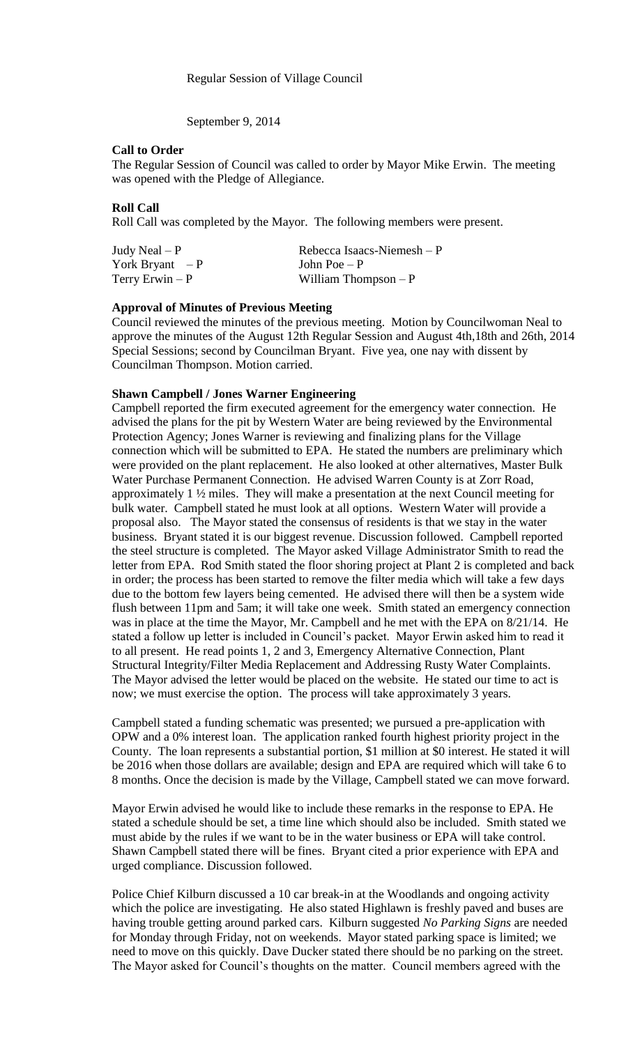Regular Session of Village Council

September 9, 2014

**Call to Order**

The Regular Session of Council was called to order by Mayor Mike Erwin. The meeting was opened with the Pledge of Allegiance.

**Roll Call**

Roll Call was completed by the Mayor. The following members were present.

| | |
|---|---|
| Judy Neal – P | Rebecca Isaacs-Niemesh – P |
| York Bryant – P | John Poe – P |
| Terry Erwin – P | William Thompson – P |

**Approval of Minutes of Previous Meeting**

Council reviewed the minutes of the previous meeting. Motion by Councilwoman Neal to approve the minutes of the August 12th Regular Session and August 4th,18th and 26th, 2014 Special Sessions; second by Councilman Bryant. Five yea, one nay with dissent by Councilman Thompson. Motion carried.

**Shawn Campbell / Jones Warner Engineering**

Campbell reported the firm executed agreement for the emergency water connection. He advised the plans for the pit by Western Water are being reviewed by the Environmental Protection Agency; Jones Warner is reviewing and finalizing plans for the Village connection which will be submitted to EPA. He stated the numbers are preliminary which were provided on the plant replacement. He also looked at other alternatives, Master Bulk Water Purchase Permanent Connection. He advised Warren County is at Zorr Road, approximately 1 ½ miles. They will make a presentation at the next Council meeting for bulk water. Campbell stated he must look at all options. Western Water will provide a proposal also. The Mayor stated the consensus of residents is that we stay in the water business. Bryant stated it is our biggest revenue. Discussion followed. Campbell reported the steel structure is completed. The Mayor asked Village Administrator Smith to read the letter from EPA. Rod Smith stated the floor shoring project at Plant 2 is completed and back in order; the process has been started to remove the filter media which will take a few days due to the bottom few layers being cemented. He advised there will then be a system wide flush between 11pm and 5am; it will take one week. Smith stated an emergency connection was in place at the time the Mayor, Mr. Campbell and he met with the EPA on 8/21/14. He stated a follow up letter is included in Council's packet. Mayor Erwin asked him to read it to all present. He read points 1, 2 and 3, Emergency Alternative Connection, Plant Structural Integrity/Filter Media Replacement and Addressing Rusty Water Complaints. The Mayor advised the letter would be placed on the website. He stated our time to act is now; we must exercise the option. The process will take approximately 3 years.

Campbell stated a funding schematic was presented; we pursued a pre-application with OPW and a 0% interest loan. The application ranked fourth highest priority project in the County. The loan represents a substantial portion, $1 million at $0 interest. He stated it will be 2016 when those dollars are available; design and EPA are required which will take 6 to 8 months. Once the decision is made by the Village, Campbell stated we can move forward.

Mayor Erwin advised he would like to include these remarks in the response to EPA. He stated a schedule should be set, a time line which should also be included. Smith stated we must abide by the rules if we want to be in the water business or EPA will take control. Shawn Campbell stated there will be fines. Bryant cited a prior experience with EPA and urged compliance. Discussion followed.

Police Chief Kilburn discussed a 10 car break-in at the Woodlands and ongoing activity which the police are investigating. He also stated Highlawn is freshly paved and buses are having trouble getting around parked cars. Kilburn suggested *No Parking Signs* are needed for Monday through Friday, not on weekends. Mayor stated parking space is limited; we need to move on this quickly. Dave Ducker stated there should be no parking on the street. The Mayor asked for Council's thoughts on the matter. Council members agreed with the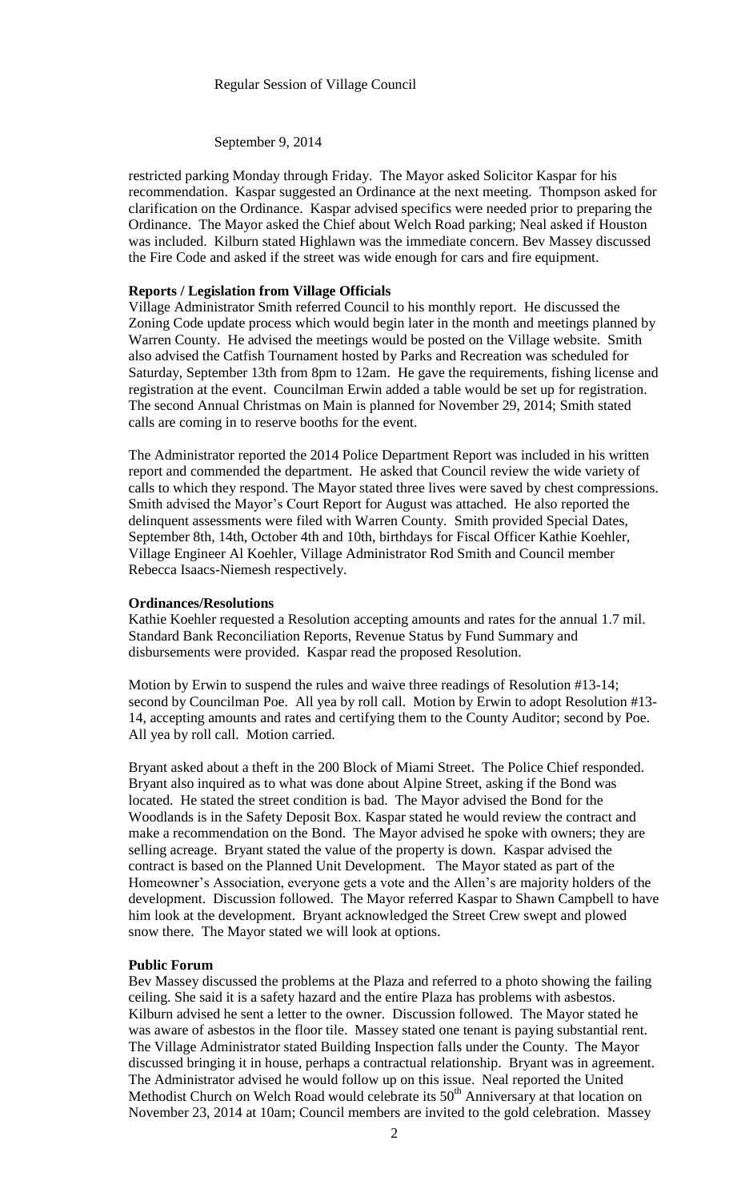restricted parking Monday through Friday. The Mayor asked Solicitor Kaspar for his recommendation. Kaspar suggested an Ordinance at the next meeting. Thompson asked for clarification on the Ordinance. Kaspar advised specifics were needed prior to preparing the Ordinance. The Mayor asked the Chief about Welch Road parking; Neal asked if Houston was included. Kilburn stated Highlawn was the immediate concern. Bev Massey discussed the Fire Code and asked if the street was wide enough for cars and fire equipment.

**Reports / Legislation from Village Officials**

Village Administrator Smith referred Council to his monthly report. He discussed the Zoning Code update process which would begin later in the month and meetings planned by Warren County. He advised the meetings would be posted on the Village website. Smith also advised the Catfish Tournament hosted by Parks and Recreation was scheduled for Saturday, September 13th from 8pm to 12am. He gave the requirements, fishing license and registration at the event. Councilman Erwin added a table would be set up for registration. The second Annual Christmas on Main is planned for November 29, 2014; Smith stated calls are coming in to reserve booths for the event.

The Administrator reported the 2014 Police Department Report was included in his written report and commended the department. He asked that Council review the wide variety of calls to which they respond. The Mayor stated three lives were saved by chest compressions. Smith advised the Mayor's Court Report for August was attached. He also reported the delinquent assessments were filed with Warren County. Smith provided Special Dates, September 8th, 14th, October 4th and 10th, birthdays for Fiscal Officer Kathie Koehler, Village Engineer Al Koehler, Village Administrator Rod Smith and Council member Rebecca Isaacs-Niemesh respectively.

**Ordinances/Resolutions**

Kathie Koehler requested a Resolution accepting amounts and rates for the annual 1.7 mil. Standard Bank Reconciliation Reports, Revenue Status by Fund Summary and disbursements were provided. Kaspar read the proposed Resolution.

Motion by Erwin to suspend the rules and waive three readings of Resolution #13-14; second by Councilman Poe. All yea by roll call. Motion by Erwin to adopt Resolution #13-14, accepting amounts and rates and certifying them to the County Auditor; second by Poe. All yea by roll call. Motion carried.

Bryant asked about a theft in the 200 Block of Miami Street. The Police Chief responded. Bryant also inquired as to what was done about Alpine Street, asking if the Bond was located. He stated the street condition is bad. The Mayor advised the Bond for the Woodlands is in the Safety Deposit Box. Kaspar stated he would review the contract and make a recommendation on the Bond. The Mayor advised he spoke with owners; they are selling acreage. Bryant stated the value of the property is down. Kaspar advised the contract is based on the Planned Unit Development. The Mayor stated as part of the Homeowner's Association, everyone gets a vote and the Allen's are majority holders of the development. Discussion followed. The Mayor referred Kaspar to Shawn Campbell to have him look at the development. Bryant acknowledged the Street Crew swept and plowed snow there. The Mayor stated we will look at options.

**Public Forum**

Bev Massey discussed the problems at the Plaza and referred to a photo showing the failing ceiling. She said it is a safety hazard and the entire Plaza has problems with asbestos. Kilburn advised he sent a letter to the owner. Discussion followed. The Mayor stated he was aware of asbestos in the floor tile. Massey stated one tenant is paying substantial rent. The Village Administrator stated Building Inspection falls under the County. The Mayor discussed bringing it in house, perhaps a contractual relationship. Bryant was in agreement. The Administrator advised he would follow up on this issue. Neal reported the United Methodist Church on Welch Road would celebrate its 50th Anniversary at that location on November 23, 2014 at 10am; Council members are invited to the gold celebration. Massey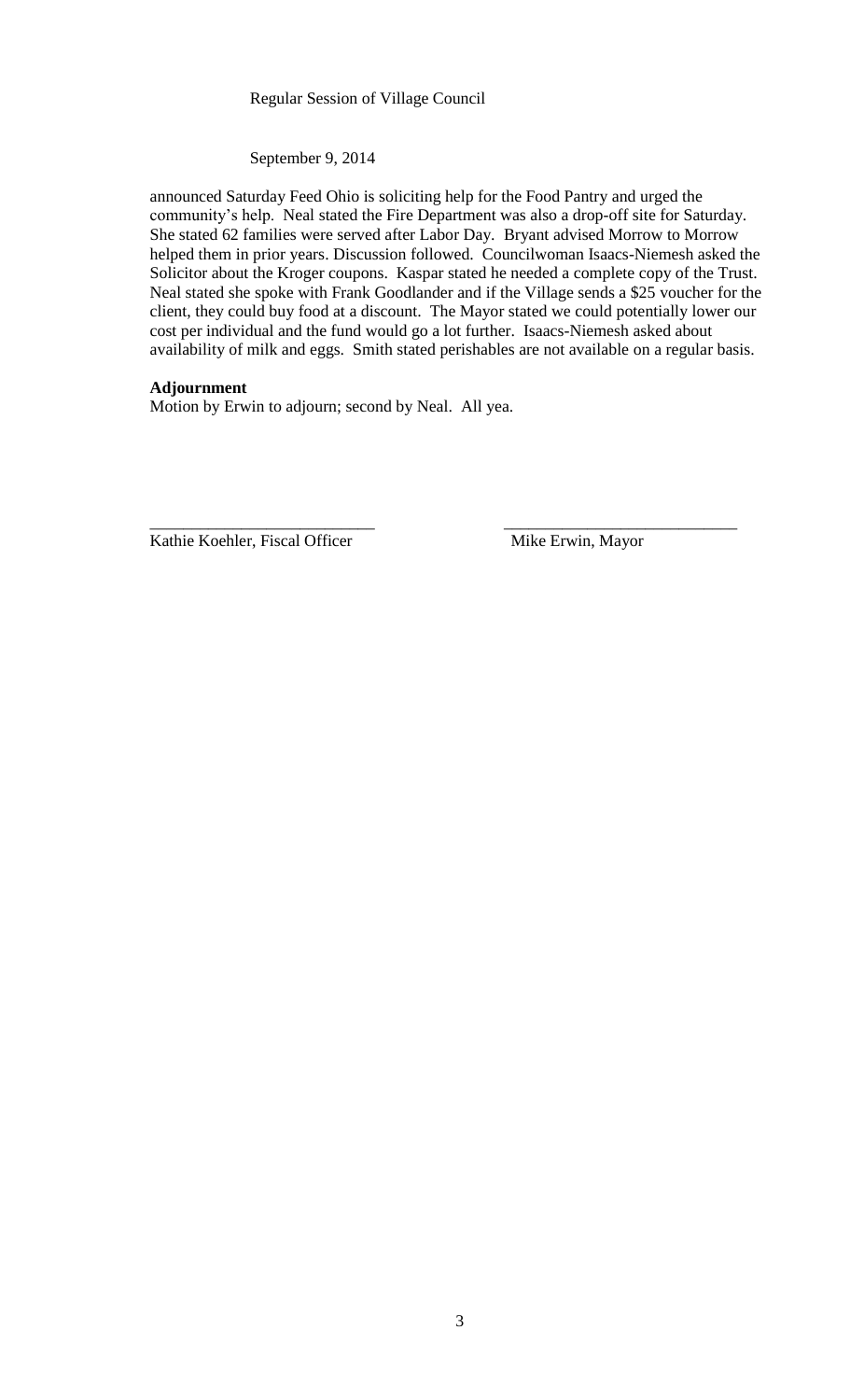announced Saturday Feed Ohio is soliciting help for the Food Pantry and urged the community's help. Neal stated the Fire Department was also a drop-off site for Saturday. She stated 62 families were served after Labor Day. Bryant advised Morrow to Morrow helped them in prior years. Discussion followed. Councilwoman Isaacs-Niemesh asked the Solicitor about the Kroger coupons. Kaspar stated he needed a complete copy of the Trust. Neal stated she spoke with Frank Goodlander and if the Village sends a $25 voucher for the client, they could buy food at a discount. The Mayor stated we could potentially lower our cost per individual and the fund would go a lot further. Isaacs-Niemesh asked about availability of milk and eggs. Smith stated perishables are not available on a regular basis.

**Adjournment**

Motion by Erwin to adjourn; second by Neal. All yea.

\_\_\_\_\_\_\_\_\_\_\_\_\_\_\_\_\_\_\_\_\_\_\_\_\_\_\_\_ \_\_\_\_\_\_\_\_\_\_\_\_\_\_\_\_\_\_\_\_\_\_\_\_\_\_\_\_

Kathie Koehler, Fiscal Officer Mike Erwin, Mayor